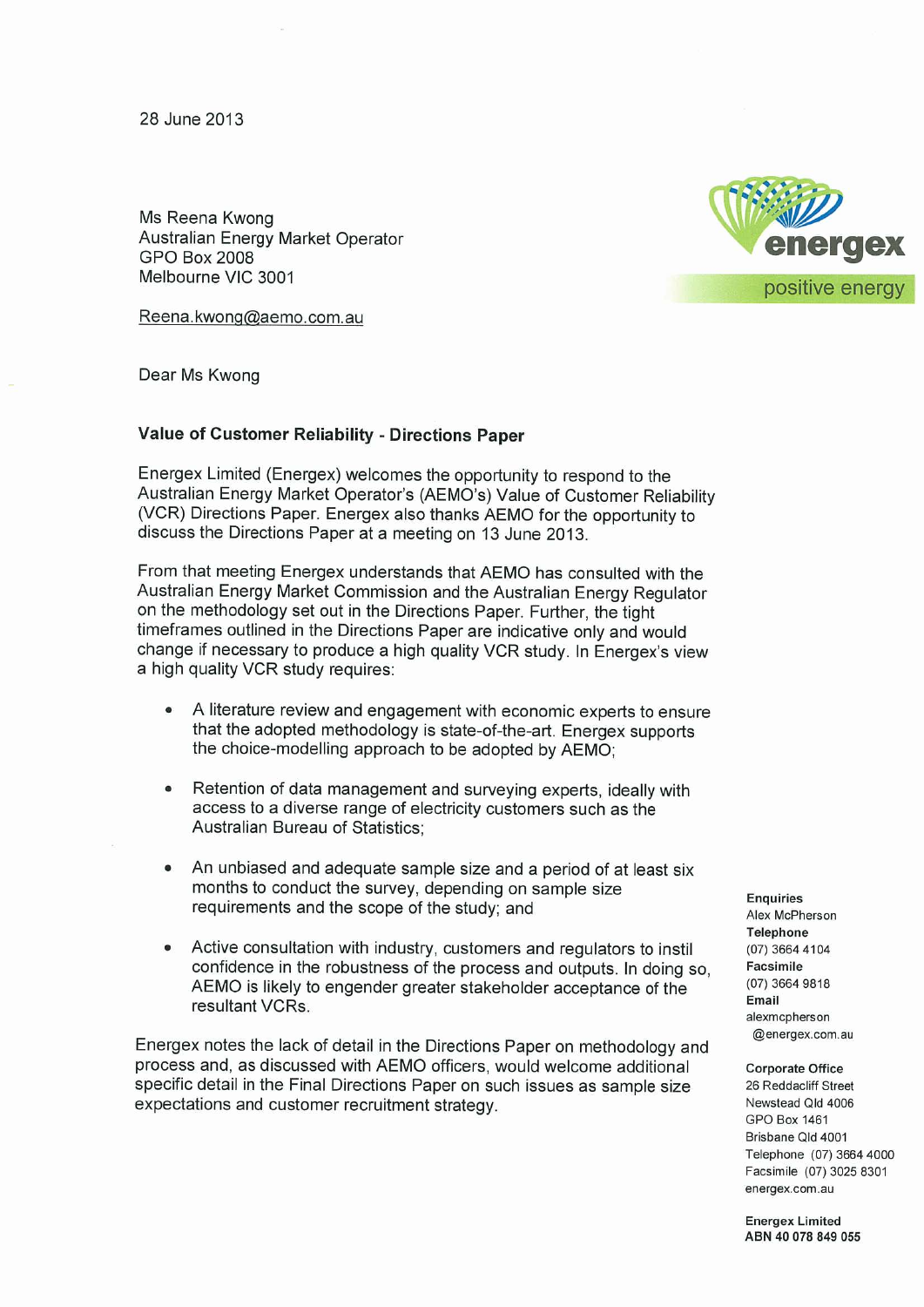28 June 2013

Ms Reena Kwong
Australian Energy Market Operator
GPO Box 2008
Melbourne VIC 3001

Reena.kwong@aemo.com.au

Dear Ms Kwong

**Value of Customer Reliability - Directions Paper**

Energex Limited (Energex) welcomes the opportunity to respond to the Australian Energy Market Operator's (AEMO's) Value of Customer Reliability (VCR) Directions Paper. Energex also thanks AEMO for the opportunity to discuss the Directions Paper at a meeting on 13 June 2013.

From that meeting Energex understands that AEMO has consulted with the Australian Energy Market Commission and the Australian Energy Regulator on the methodology set out in the Directions Paper. Further, the tight timeframes outlined in the Directions Paper are indicative only and would change if necessary to produce a high quality VCR study. In Energex's view a high quality VCR study requires:

- A literature review and engagement with economic experts to ensure that the adopted methodology is state-of-the-art. Energex supports the choice-modelling approach to be adopted by AEMO;
- Retention of data management and surveying experts, ideally with access to a diverse range of electricity customers such as the Australian Bureau of Statistics;
- An unbiased and adequate sample size and a period of at least six months to conduct the survey, depending on sample size requirements and the scope of the study; and
- Active consultation with industry, customers and regulators to instil confidence in the robustness of the process and outputs. In doing so, AEMO is likely to engender greater stakeholder acceptance of the resultant VCRs.

Energex notes the lack of detail in the Directions Paper on methodology and process and, as discussed with AEMO officers, would welcome additional specific detail in the Final Directions Paper on such issues as sample size expectations and customer recruitment strategy.

**Enquiries**
Alex McPherson
**Telephone**
(07) 3664 4104
**Facsimile**
(07) 3664 9818
**Email**
alexmcpherson@energex.com.au

**Corporate Office**
26 Reddacliff Street
Newstead Qld 4006
GPO Box 1461
Brisbane Qld 4001
Telephone (07) 3664 4000
Facsimile (07) 3025 8301
energex.com.au

**Energex Limited**
**ABN 40 078 849 055**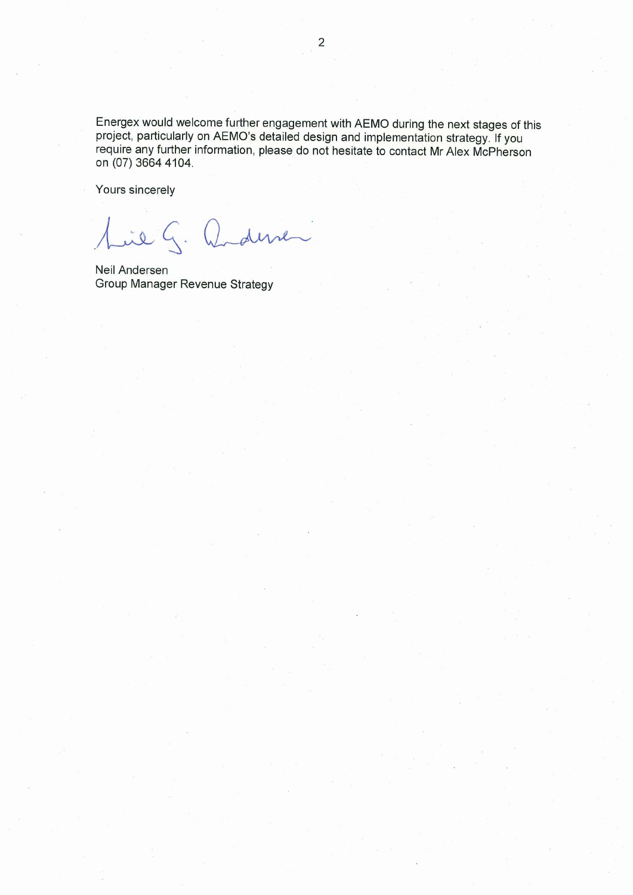Energex would welcome further engagement with AEMO during the next stages of this project, particularly on AEMO's detailed design and implementation strategy. If you require any further information, please do not hesitate to contact Mr Alex McPherson on (07) 3664 4104.

Yours sincerely

Neil Andersen
Group Manager Revenue Strategy